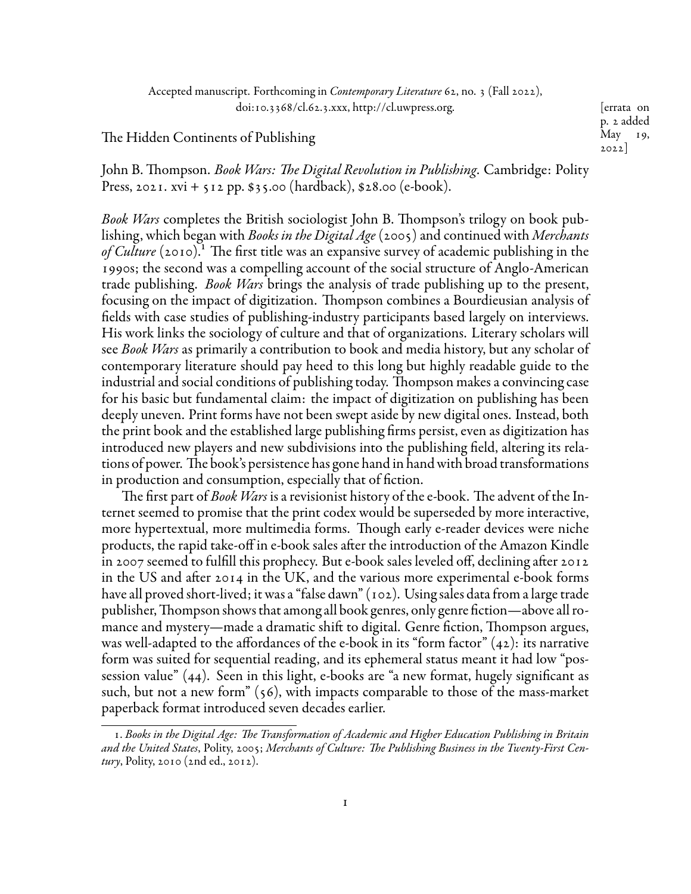Accepted manuscript. Forthcoming in *Contemporary Literature* 62, no. 3 (Fall 2022), doi:10.3368/cl.62.3.xxx, http://cl.uwpress.org.

[errata on p. 2 added May 19, 2022]

# The Hidden Continents of Publishing

John B. Thompson. *Book Wars: The Digital Revolution in Publishing*. Cambridge: Polity Press, 2021. xvi + 512 pp. $35.00 (hardback), $28.00 (e-book).

*Book Wars* completes the British sociologist John B. Thompson's trilogy on book publishing, which began with *Books in the Digital Age* (2005) and continued with *Merchants of Culture* (2010).[1] The first title was an expansive survey of academic publishing in the 1990s; the second was a compelling account of the social structure of Anglo-American trade publishing. *Book Wars* brings the analysis of trade publishing up to the present, focusing on the impact of digitization. Thompson combines a Bourdieusian analysis of fields with case studies of publishing-industry participants based largely on interviews. His work links the sociology of culture and that of organizations. Literary scholars will see *Book Wars* as primarily a contribution to book and media history, but any scholar of contemporary literature should pay heed to this long but highly readable guide to the industrial and social conditions of publishing today. Thompson makes a convincing case for his basic but fundamental claim: the impact of digitization on publishing has been deeply uneven. Print forms have not been swept aside by new digital ones. Instead, both the print book and the established large publishing firms persist, even as digitization has introduced new players and new subdivisions into the publishing field, altering its relations of power. The book's persistence has gone hand in hand with broad transformations in production and consumption, especially that of fiction.

The first part of *Book Wars* is a revisionist history of the e-book. The advent of the Internet seemed to promise that the print codex would be superseded by more interactive, more hypertextual, more multimedia forms. Though early e-reader devices were niche products, the rapid take-off in e-book sales after the introduction of the Amazon Kindle in 2007 seemed to fulfill this prophecy. But e-book sales leveled off, declining after 2012 in the US and after 2014 in the UK, and the various more experimental e-book forms have all proved short-lived; it was a "false dawn" (102). Using sales data from a large trade publisher, Thompson shows that among all book genres, only genre fiction—above all romance and mystery—made a dramatic shift to digital. Genre fiction, Thompson argues, was well-adapted to the affordances of the e-book in its "form factor" (42): its narrative form was suited for sequential reading, and its ephemeral status meant it had low "possession value" (44). Seen in this light, e-books are "a new format, hugely significant as such, but not a new form" (56), with impacts comparable to those of the mass-market paperback format introduced seven decades earlier.

---

1. *Books in the Digital Age: The Transformation of Academic and Higher Education Publishing in Britain and the United States*, Polity, 2005; *Merchants of Culture: The Publishing Business in the Twenty-First Century*, Polity, 2010 (2nd ed., 2012).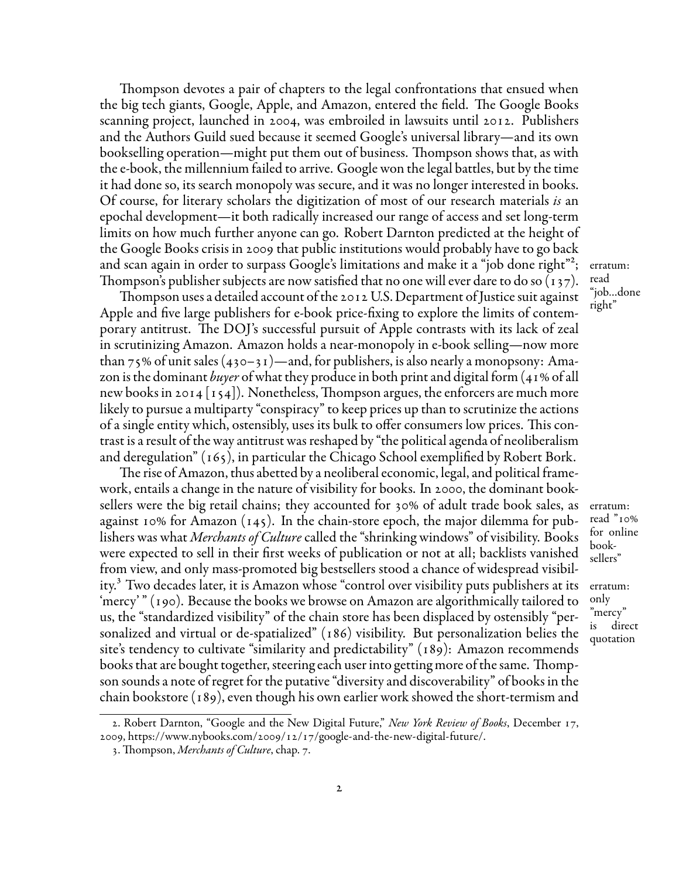Thompson devotes a pair of chapters to the legal confrontations that ensued when the big tech giants, Google, Apple, and Amazon, entered the field. The Google Books scanning project, launched in 2004, was embroiled in lawsuits until 2012. Publishers and the Authors Guild sued because it seemed Google's universal library—and its own bookselling operation—might put them out of business. Thompson shows that, as with the e-book, the millennium failed to arrive. Google won the legal battles, but by the time it had done so, its search monopoly was secure, and it was no longer interested in books. Of course, for literary scholars the digitization of most of our research materials *is* an epochal development—it both radically increased our range of access and set long-term limits on how much further anyone can go. Robert Darnton predicted at the height of the Google Books crisis in 2009 that public institutions would probably have to go back and scan again in order to surpass Google's limitations and make it a "job done right"[2]; Thompson's publisher subjects are now satisfied that no one will ever dare to do so (137).

erratum: read "job...done right"

Thompson uses a detailed account of the 2012 U.S. Department of Justice suit against Apple and five large publishers for e-book price-fixing to explore the limits of contemporary antitrust. The DOJ's successful pursuit of Apple contrasts with its lack of zeal in scrutinizing Amazon. Amazon holds a near-monopoly in e-book selling—now more than 75% of unit sales (430–31)—and, for publishers, is also nearly a monopsony: Amazon is the dominant *buyer* of what they produce in both print and digital form (41% of all new books in 2014 [154]). Nonetheless, Thompson argues, the enforcers are much more likely to pursue a multiparty "conspiracy" to keep prices up than to scrutinize the actions of a single entity which, ostensibly, uses its bulk to offer consumers low prices. This contrast is a result of the way antitrust was reshaped by "the political agenda of neoliberalism and deregulation" (165), in particular the Chicago School exemplified by Robert Bork.

The rise of Amazon, thus abetted by a neoliberal economic, legal, and political framework, entails a change in the nature of visibility for books. In 2000, the dominant booksellers were the big retail chains; they accounted for 30% of adult trade book sales, as against 10% for Amazon (145). In the chain-store epoch, the major dilemma for publishers was what *Merchants of Culture* called the "shrinking windows" of visibility. Books were expected to sell in their first weeks of publication or not at all; backlists vanished from view, and only mass-promoted big bestsellers stood a chance of widespread visibility.[3] Two decades later, it is Amazon whose "control over visibility puts publishers at its 'mercy' " (190). Because the books we browse on Amazon are algorithmically tailored to us, the "standardized visibility" of the chain store has been displaced by ostensibly "personalized and virtual or de-spatialized" (186) visibility. But personalization belies the site's tendency to cultivate "similarity and predictability" (189): Amazon recommends books that are bought together, steering each user into getting more of the same. Thompson sounds a note of regret for the putative "diversity and discoverability" of books in the chain bookstore (189), even though his own earlier work showed the short-termism and

erratum: read "10% for online booksellers"

erratum: only "mercy" is direct quotation

2. Robert Darnton, "Google and the New Digital Future," *New York Review of Books*, December 17, 2009, https://www.nybooks.com/2009/12/17/google-and-the-new-digital-future/.

3. Thompson, *Merchants of Culture*, chap. 7.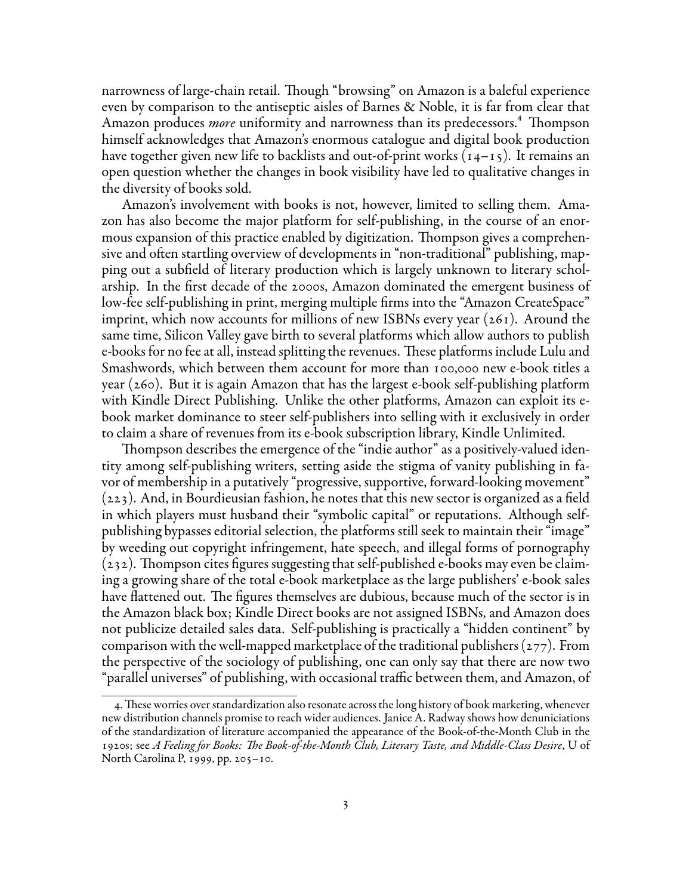narrowness of large-chain retail. Though "browsing" on Amazon is a baleful experience even by comparison to the antiseptic aisles of Barnes & Noble, it is far from clear that Amazon produces *more* uniformity and narrowness than its predecessors.[4] Thompson himself acknowledges that Amazon's enormous catalogue and digital book production have together given new life to backlists and out-of-print works (14–15). It remains an open question whether the changes in book visibility have led to qualitative changes in the diversity of books sold.

Amazon's involvement with books is not, however, limited to selling them. Amazon has also become the major platform for self-publishing, in the course of an enormous expansion of this practice enabled by digitization. Thompson gives a comprehensive and often startling overview of developments in "non-traditional" publishing, mapping out a subfield of literary production which is largely unknown to literary scholarship. In the first decade of the 2000s, Amazon dominated the emergent business of low-fee self-publishing in print, merging multiple firms into the "Amazon CreateSpace" imprint, which now accounts for millions of new ISBNs every year (261). Around the same time, Silicon Valley gave birth to several platforms which allow authors to publish e-books for no fee at all, instead splitting the revenues. These platforms include Lulu and Smashwords, which between them account for more than 100,000 new e-book titles a year (260). But it is again Amazon that has the largest e-book self-publishing platform with Kindle Direct Publishing. Unlike the other platforms, Amazon can exploit its e-book market dominance to steer self-publishers into selling with it exclusively in order to claim a share of revenues from its e-book subscription library, Kindle Unlimited.

Thompson describes the emergence of the "indie author" as a positively-valued identity among self-publishing writers, setting aside the stigma of vanity publishing in favor of membership in a putatively "progressive, supportive, forward-looking movement" (223). And, in Bourdieusian fashion, he notes that this new sector is organized as a field in which players must husband their "symbolic capital" or reputations. Although self-publishing bypasses editorial selection, the platforms still seek to maintain their "image" by weeding out copyright infringement, hate speech, and illegal forms of pornography (232). Thompson cites figures suggesting that self-published e-books may even be claiming a growing share of the total e-book marketplace as the large publishers' e-book sales have flattened out. The figures themselves are dubious, because much of the sector is in the Amazon black box; Kindle Direct books are not assigned ISBNs, and Amazon does not publicize detailed sales data. Self-publishing is practically a "hidden continent" by comparison with the well-mapped marketplace of the traditional publishers (277). From the perspective of the sociology of publishing, one can only say that there are now two "parallel universes" of publishing, with occasional traffic between them, and Amazon, of

---

4. These worries over standardization also resonate across the long history of book marketing, whenever new distribution channels promise to reach wider audiences. Janice A. Radway shows how denuniciations of the standardization of literature accompanied the appearance of the Book-of-the-Month Club in the 1920s; see *A Feeling for Books: The Book-of-the-Month Club, Literary Taste, and Middle-Class Desire*, U of North Carolina P, 1999, pp. 205–10.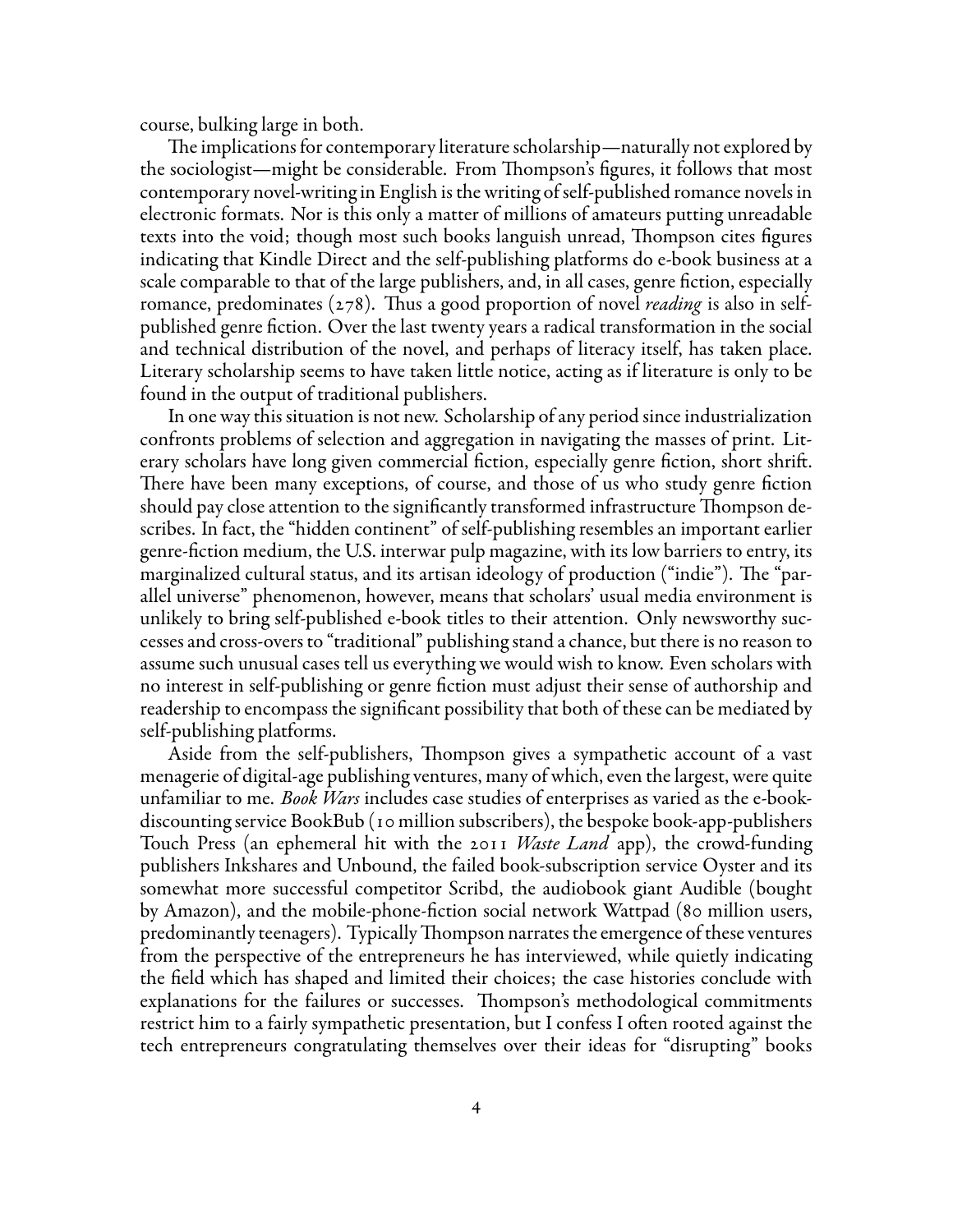course, bulking large in both.

The implications for contemporary literature scholarship—naturally not explored by the sociologist—might be considerable. From Thompson's figures, it follows that most contemporary novel-writing in English is the writing of self-published romance novels in electronic formats. Nor is this only a matter of millions of amateurs putting unreadable texts into the void; though most such books languish unread, Thompson cites figures indicating that Kindle Direct and the self-publishing platforms do e-book business at a scale comparable to that of the large publishers, and, in all cases, genre fiction, especially romance, predominates (278). Thus a good proportion of novel *reading* is also in self-published genre fiction. Over the last twenty years a radical transformation in the social and technical distribution of the novel, and perhaps of literacy itself, has taken place. Literary scholarship seems to have taken little notice, acting as if literature is only to be found in the output of traditional publishers.

In one way this situation is not new. Scholarship of any period since industrialization confronts problems of selection and aggregation in navigating the masses of print. Literary scholars have long given commercial fiction, especially genre fiction, short shrift. There have been many exceptions, of course, and those of us who study genre fiction should pay close attention to the significantly transformed infrastructure Thompson describes. In fact, the "hidden continent" of self-publishing resembles an important earlier genre-fiction medium, the U.S. interwar pulp magazine, with its low barriers to entry, its marginalized cultural status, and its artisan ideology of production ("indie"). The "parallel universe" phenomenon, however, means that scholars' usual media environment is unlikely to bring self-published e-book titles to their attention. Only newsworthy successes and cross-overs to "traditional" publishing stand a chance, but there is no reason to assume such unusual cases tell us everything we would wish to know. Even scholars with no interest in self-publishing or genre fiction must adjust their sense of authorship and readership to encompass the significant possibility that both of these can be mediated by self-publishing platforms.

Aside from the self-publishers, Thompson gives a sympathetic account of a vast menagerie of digital-age publishing ventures, many of which, even the largest, were quite unfamiliar to me. *Book Wars* includes case studies of enterprises as varied as the e-book-discounting service BookBub (10 million subscribers), the bespoke book-app-publishers Touch Press (an ephemeral hit with the 2011 *Waste Land* app), the crowd-funding publishers Inkshares and Unbound, the failed book-subscription service Oyster and its somewhat more successful competitor Scribd, the audiobook giant Audible (bought by Amazon), and the mobile-phone-fiction social network Wattpad (80 million users, predominantly teenagers). Typically Thompson narrates the emergence of these ventures from the perspective of the entrepreneurs he has interviewed, while quietly indicating the field which has shaped and limited their choices; the case histories conclude with explanations for the failures or successes. Thompson's methodological commitments restrict him to a fairly sympathetic presentation, but I confess I often rooted against the tech entrepreneurs congratulating themselves over their ideas for "disrupting" books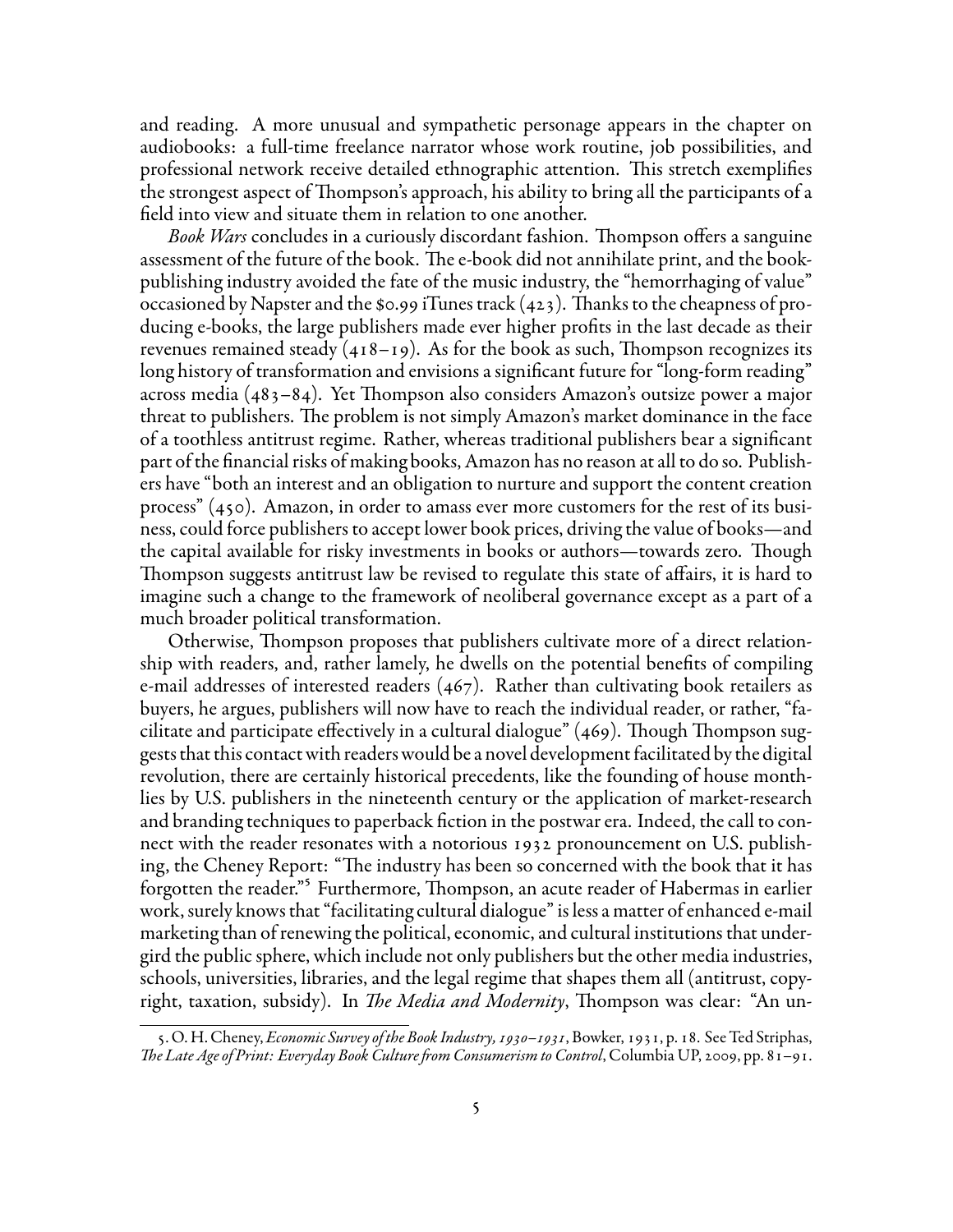and reading. A more unusual and sympathetic personage appears in the chapter on audiobooks: a full-time freelance narrator whose work routine, job possibilities, and professional network receive detailed ethnographic attention. This stretch exemplifies the strongest aspect of Thompson's approach, his ability to bring all the participants of a field into view and situate them in relation to one another.

*Book Wars* concludes in a curiously discordant fashion. Thompson offers a sanguine assessment of the future of the book. The e-book did not annihilate print, and the book-publishing industry avoided the fate of the music industry, the "hemorrhaging of value" occasioned by Napster and the $0.99 iTunes track (423). Thanks to the cheapness of producing e-books, the large publishers made ever higher profits in the last decade as their revenues remained steady (418–19). As for the book as such, Thompson recognizes its long history of transformation and envisions a significant future for "long-form reading" across media (483–84). Yet Thompson also considers Amazon's outsize power a major threat to publishers. The problem is not simply Amazon's market dominance in the face of a toothless antitrust regime. Rather, whereas traditional publishers bear a significant part of the financial risks of making books, Amazon has no reason at all to do so. Publishers have "both an interest and an obligation to nurture and support the content creation process" (450). Amazon, in order to amass ever more customers for the rest of its business, could force publishers to accept lower book prices, driving the value of books—and the capital available for risky investments in books or authors—towards zero. Though Thompson suggests antitrust law be revised to regulate this state of affairs, it is hard to imagine such a change to the framework of neoliberal governance except as a part of a much broader political transformation.

Otherwise, Thompson proposes that publishers cultivate more of a direct relationship with readers, and, rather lamely, he dwells on the potential benefits of compiling e-mail addresses of interested readers (467). Rather than cultivating book retailers as buyers, he argues, publishers will now have to reach the individual reader, or rather, "facilitate and participate effectively in a cultural dialogue" (469). Though Thompson suggests that this contact with readers would be a novel development facilitated by the digital revolution, there are certainly historical precedents, like the founding of house monthlies by U.S. publishers in the nineteenth century or the application of market-research and branding techniques to paperback fiction in the postwar era. Indeed, the call to connect with the reader resonates with a notorious 1932 pronouncement on U.S. publishing, the Cheney Report: "The industry has been so concerned with the book that it has forgotten the reader."[5] Furthermore, Thompson, an acute reader of Habermas in earlier work, surely knows that "facilitating cultural dialogue" is less a matter of enhanced e-mail marketing than of renewing the political, economic, and cultural institutions that undergird the public sphere, which include not only publishers but the other media industries, schools, universities, libraries, and the legal regime that shapes them all (antitrust, copyright, taxation, subsidy). In *The Media and Modernity*, Thompson was clear: "An un-

---

5. O. H. Cheney, *Economic Survey of the Book Industry, 1930–1931*, Bowker, 1931, p. 18. See Ted Striphas, *The Late Age of Print: Everyday Book Culture from Consumerism to Control*, Columbia UP, 2009, pp. 81–91.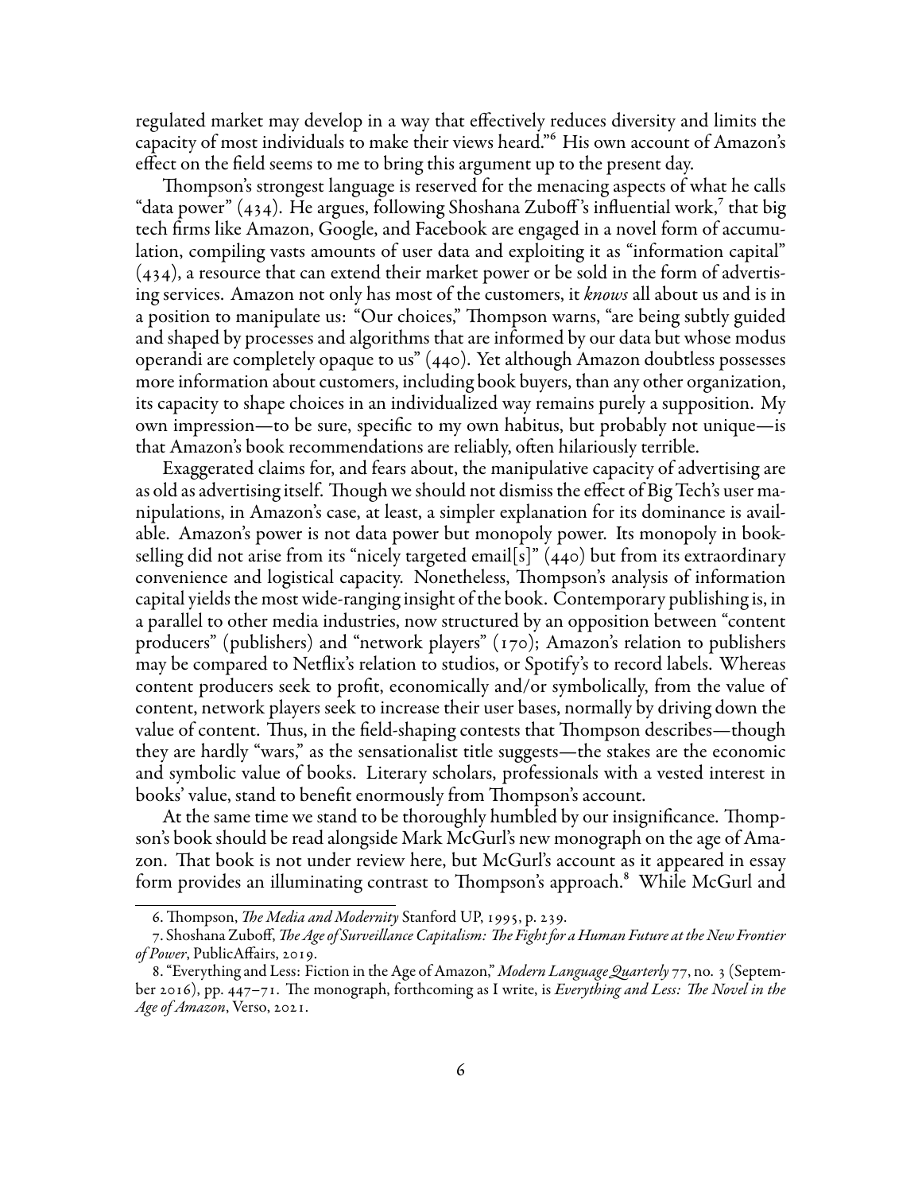regulated market may develop in a way that effectively reduces diversity and limits the capacity of most individuals to make their views heard."[6] His own account of Amazon's effect on the field seems to me to bring this argument up to the present day.

Thompson's strongest language is reserved for the menacing aspects of what he calls "data power" (434). He argues, following Shoshana Zuboff's influential work,[7] that big tech firms like Amazon, Google, and Facebook are engaged in a novel form of accumulation, compiling vasts amounts of user data and exploiting it as "information capital" (434), a resource that can extend their market power or be sold in the form of advertising services. Amazon not only has most of the customers, it *knows* all about us and is in a position to manipulate us: "Our choices," Thompson warns, "are being subtly guided and shaped by processes and algorithms that are informed by our data but whose modus operandi are completely opaque to us" (440). Yet although Amazon doubtless possesses more information about customers, including book buyers, than any other organization, its capacity to shape choices in an individualized way remains purely a supposition. My own impression—to be sure, specific to my own habitus, but probably not unique—is that Amazon's book recommendations are reliably, often hilariously terrible.

Exaggerated claims for, and fears about, the manipulative capacity of advertising are as old as advertising itself. Though we should not dismiss the effect of Big Tech's user manipulations, in Amazon's case, at least, a simpler explanation for its dominance is available. Amazon's power is not data power but monopoly power. Its monopoly in bookselling did not arise from its "nicely targeted email[s]" (440) but from its extraordinary convenience and logistical capacity. Nonetheless, Thompson's analysis of information capital yields the most wide-ranging insight of the book. Contemporary publishing is, in a parallel to other media industries, now structured by an opposition between "content producers" (publishers) and "network players" (170); Amazon's relation to publishers may be compared to Netflix's relation to studios, or Spotify's to record labels. Whereas content producers seek to profit, economically and/or symbolically, from the value of content, network players seek to increase their user bases, normally by driving down the value of content. Thus, in the field-shaping contests that Thompson describes—though they are hardly "wars," as the sensationalist title suggests—the stakes are the economic and symbolic value of books. Literary scholars, professionals with a vested interest in books' value, stand to benefit enormously from Thompson's account.

At the same time we stand to be thoroughly humbled by our insignificance. Thompson's book should be read alongside Mark McGurl's new monograph on the age of Amazon. That book is not under review here, but McGurl's account as it appeared in essay form provides an illuminating contrast to Thompson's approach.[8] While McGurl and

---

6. Thompson, *The Media and Modernity* Stanford UP, 1995, p. 239.

7. Shoshana Zuboff, *The Age of Surveillance Capitalism: The Fight for a Human Future at the New Frontier of Power*, PublicAffairs, 2019.

8. "Everything and Less: Fiction in the Age of Amazon," *Modern Language Quarterly* 77, no. 3 (September 2016), pp. 447–71. The monograph, forthcoming as I write, is *Everything and Less: The Novel in the Age of Amazon*, Verso, 2021.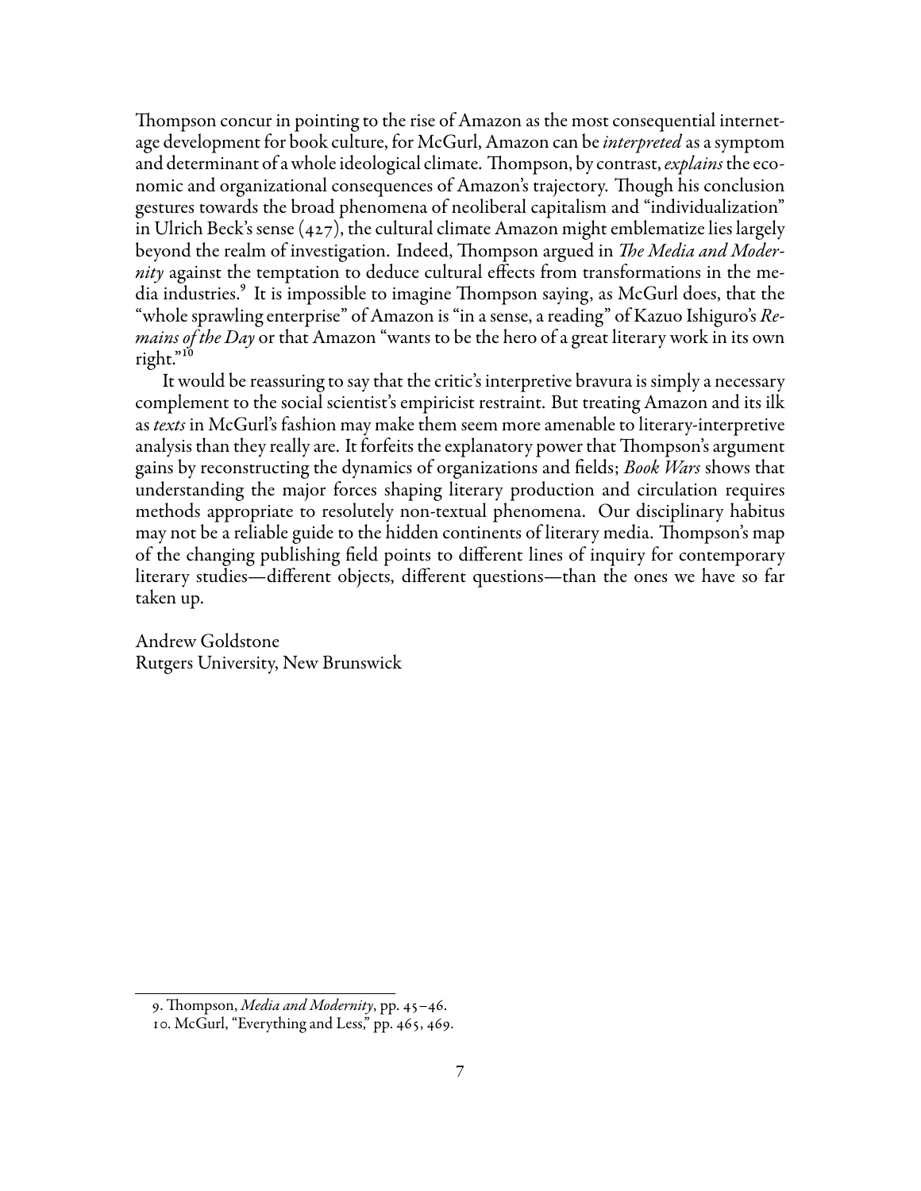Thompson concur in pointing to the rise of Amazon as the most consequential internet-age development for book culture, for McGurl, Amazon can be *interpreted* as a symptom and determinant of a whole ideological climate. Thompson, by contrast, *explains* the economic and organizational consequences of Amazon's trajectory. Though his conclusion gestures towards the broad phenomena of neoliberal capitalism and "individualization" in Ulrich Beck's sense (427), the cultural climate Amazon might emblematize lies largely beyond the realm of investigation. Indeed, Thompson argued in *The Media and Modernity* against the temptation to deduce cultural effects from transformations in the media industries.[9] It is impossible to imagine Thompson saying, as McGurl does, that the "whole sprawling enterprise" of Amazon is "in a sense, a reading" of Kazuo Ishiguro's *Remains of the Day* or that Amazon "wants to be the hero of a great literary work in its own right."[10]

It would be reassuring to say that the critic's interpretive bravura is simply a necessary complement to the social scientist's empiricist restraint. But treating Amazon and its ilk as *texts* in McGurl's fashion may make them seem more amenable to literary-interpretive analysis than they really are. It forfeits the explanatory power that Thompson's argument gains by reconstructing the dynamics of organizations and fields; *Book Wars* shows that understanding the major forces shaping literary production and circulation requires methods appropriate to resolutely non-textual phenomena. Our disciplinary habitus may not be a reliable guide to the hidden continents of literary media. Thompson's map of the changing publishing field points to different lines of inquiry for contemporary literary studies—different objects, different questions—than the ones we have so far taken up.

Andrew Goldstone
Rutgers University, New Brunswick

---

9. Thompson, *Media and Modernity*, pp. 45–46.
10. McGurl, "Everything and Less," pp. 465, 469.